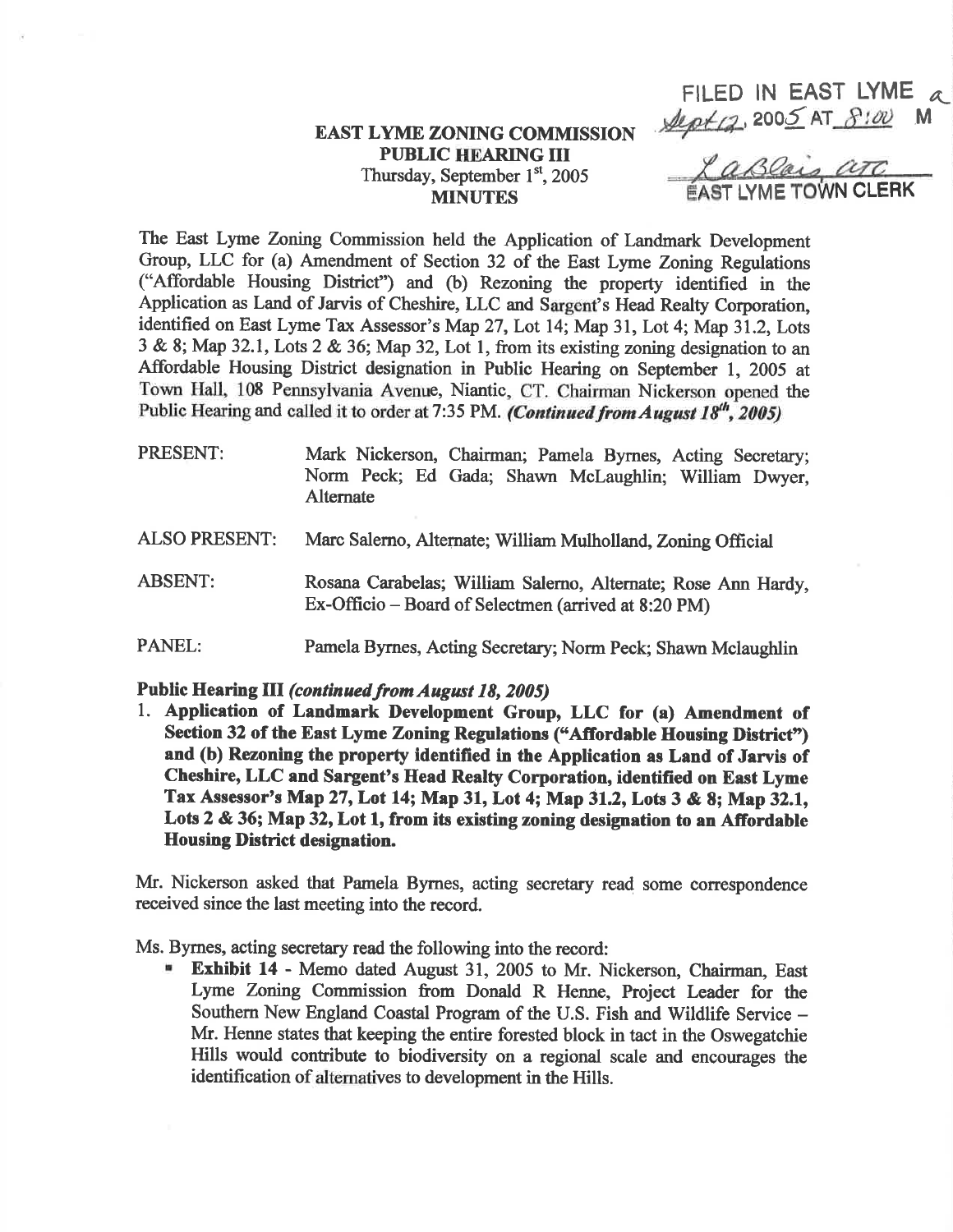FILED IN EAST LYME
Sept 12, 2005 AT 8:00 M

LaBlais, ATC
EAST LYME TOWN CLERK

**EAST LYME ZONING COMMISSION**
**PUBLIC HEARING III**
Thursday, September 1st, 2005
**MINUTES**

The East Lyme Zoning Commission held the Application of Landmark Development Group, LLC for (a) Amendment of Section 32 of the East Lyme Zoning Regulations ("Affordable Housing District") and (b) Rezoning the property identified in the Application as Land of Jarvis of Cheshire, LLC and Sargent's Head Realty Corporation, identified on East Lyme Tax Assessor's Map 27, Lot 14; Map 31, Lot 4; Map 31.2, Lots 3 & 8; Map 32.1, Lots 2 & 36; Map 32, Lot 1, from its existing zoning designation to an Affordable Housing District designation in Public Hearing on September 1, 2005 at Town Hall, 108 Pennsylvania Avenue, Niantic, CT. Chairman Nickerson opened the Public Hearing and called it to order at 7:35 PM. ***(Continued from August 18th, 2005)***

| | |
|---|---|
| PRESENT: | Mark Nickerson, Chairman; Pamela Byrnes, Acting Secretary; Norm Peck; Ed Gada; Shawn McLaughlin; William Dwyer, Alternate |
| ALSO PRESENT: | Marc Salerno, Alternate; William Mulholland, Zoning Official |
| ABSENT: | Rosana Carabelas; William Salerno, Alternate; Rose Ann Hardy, Ex-Officio – Board of Selectmen (arrived at 8:20 PM) |
| PANEL: | Pamela Byrnes, Acting Secretary; Norm Peck; Shawn Mclaughlin |

**Public Hearing III *(continued from August 18, 2005)***

1. **Application of Landmark Development Group, LLC for (a) Amendment of Section 32 of the East Lyme Zoning Regulations ("Affordable Housing District") and (b) Rezoning the property identified in the Application as Land of Jarvis of Cheshire, LLC and Sargent's Head Realty Corporation, identified on East Lyme Tax Assessor's Map 27, Lot 14; Map 31, Lot 4; Map 31.2, Lots 3 & 8; Map 32.1, Lots 2 & 36; Map 32, Lot 1, from its existing zoning designation to an Affordable Housing District designation.**

Mr. Nickerson asked that Pamela Byrnes, acting secretary read some correspondence received since the last meeting into the record.

Ms. Byrnes, acting secretary read the following into the record:

- **Exhibit 14** - Memo dated August 31, 2005 to Mr. Nickerson, Chairman, East Lyme Zoning Commission from Donald R Henne, Project Leader for the Southern New England Coastal Program of the U.S. Fish and Wildlife Service – Mr. Henne states that keeping the entire forested block in tact in the Oswegatchie Hills would contribute to biodiversity on a regional scale and encourages the identification of alternatives to development in the Hills.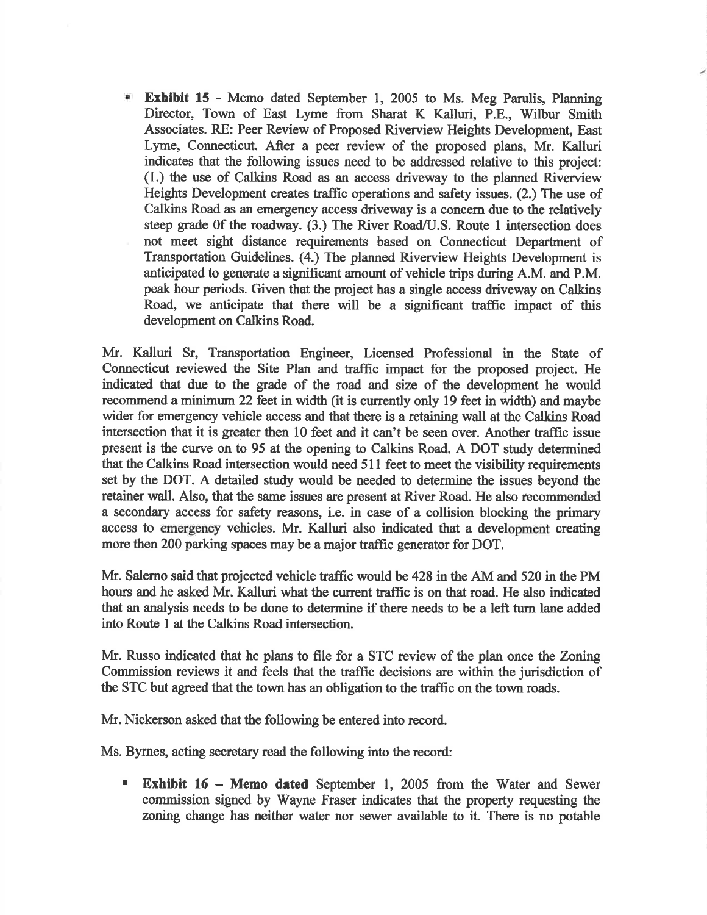- **Exhibit 15** - Memo dated September 1, 2005 to Ms. Meg Parulis, Planning Director, Town of East Lyme from Sharat K Kalluri, P.E., Wilbur Smith Associates. RE: Peer Review of Proposed Riverview Heights Development, East Lyme, Connecticut. After a peer review of the proposed plans, Mr. Kalluri indicates that the following issues need to be addressed relative to this project: (1.) the use of Calkins Road as an access driveway to the planned Riverview Heights Development creates traffic operations and safety issues. (2.) The use of Calkins Road as an emergency access driveway is a concern due to the relatively steep grade 0f the roadway. (3.) The River Road/U.S. Route 1 intersection does not meet sight distance requirements based on Connecticut Department of Transportation Guidelines. (4.) The planned Riverview Heights Development is anticipated to generate a significant amount of vehicle trips during A.M. and P.M. peak hour periods. Given that the project has a single access driveway on Calkins Road, we anticipate that there will be a significant traffic impact of this development on Calkins Road.

Mr. Kalluri Sr, Transportation Engineer, Licensed Professional in the State of Connecticut reviewed the Site Plan and traffic impact for the proposed project. He indicated that due to the grade of the road and size of the development he would recommend a minimum 22 feet in width (it is currently only 19 feet in width) and maybe wider for emergency vehicle access and that there is a retaining wall at the Calkins Road intersection that it is greater then 10 feet and it can't be seen over. Another traffic issue present is the curve on to 95 at the opening to Calkins Road. A DOT study determined that the Calkins Road intersection would need 511 feet to meet the visibility requirements set by the DOT. A detailed study would be needed to determine the issues beyond the retainer wall. Also, that the same issues are present at River Road. He also recommended a secondary access for safety reasons, i.e. in case of a collision blocking the primary access to emergency vehicles. Mr. Kalluri also indicated that a development creating more then 200 parking spaces may be a major traffic generator for DOT.

Mr. Salerno said that projected vehicle traffic would be 428 in the AM and 520 in the PM hours and he asked Mr. Kalluri what the current traffic is on that road. He also indicated that an analysis needs to be done to determine if there needs to be a left turn lane added into Route 1 at the Calkins Road intersection.

Mr. Russo indicated that he plans to file for a STC review of the plan once the Zoning Commission reviews it and feels that the traffic decisions are within the jurisdiction of the STC but agreed that the town has an obligation to the traffic on the town roads.

Mr. Nickerson asked that the following be entered into record.

Ms. Byrnes, acting secretary read the following into the record:

- **Exhibit 16 – Memo dated** September 1, 2005 from the Water and Sewer commission signed by Wayne Fraser indicates that the property requesting the zoning change has neither water nor sewer available to it. There is no potable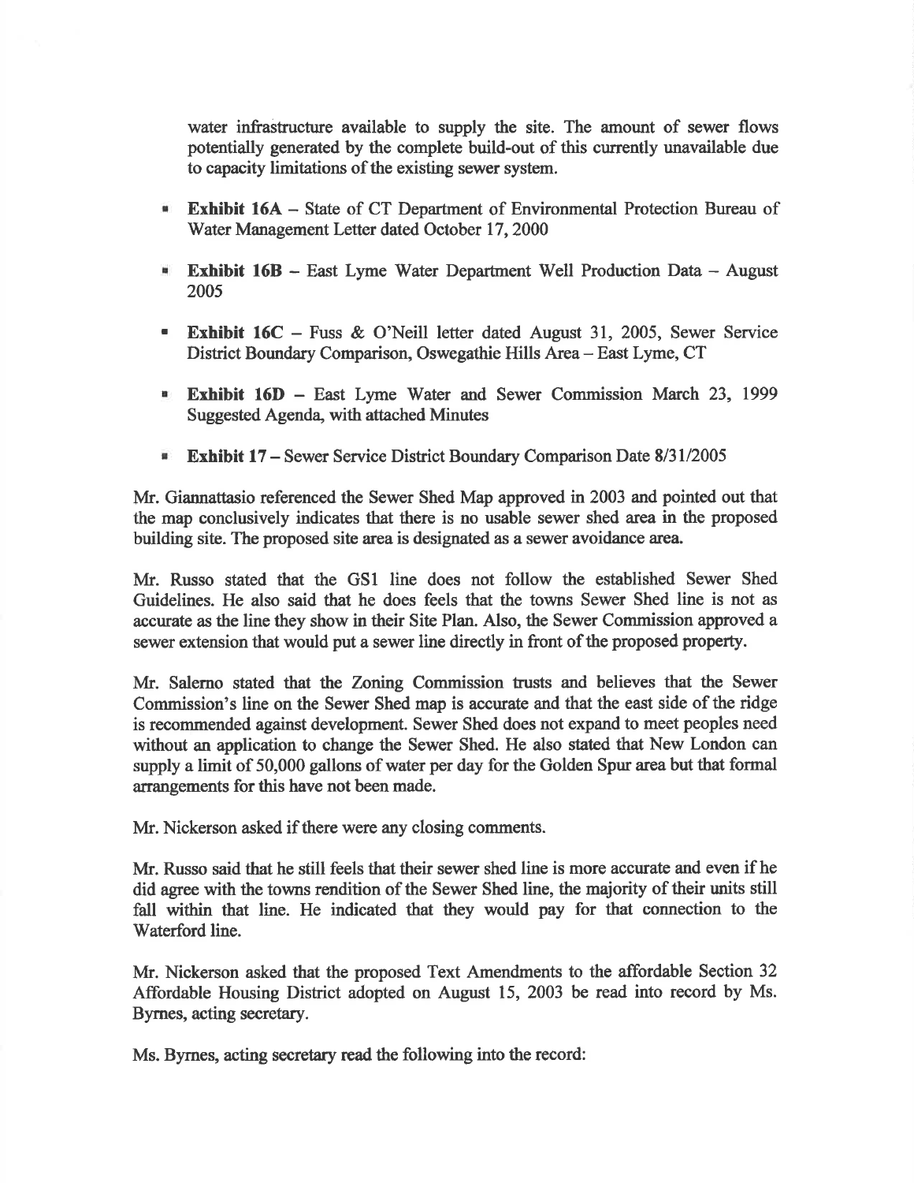water infrastructure available to supply the site. The amount of sewer flows potentially generated by the complete build-out of this currently unavailable due to capacity limitations of the existing sewer system.

- **Exhibit 16A** – State of CT Department of Environmental Protection Bureau of Water Management Letter dated October 17, 2000
- **Exhibit 16B** – East Lyme Water Department Well Production Data – August 2005
- **Exhibit 16C** – Fuss & O'Neill letter dated August 31, 2005, Sewer Service District Boundary Comparison, Oswegathie Hills Area – East Lyme, CT
- **Exhibit 16D** – East Lyme Water and Sewer Commission March 23, 1999 Suggested Agenda, with attached Minutes
- **Exhibit 17** – Sewer Service District Boundary Comparison Date 8/31/2005

Mr. Giannattasio referenced the Sewer Shed Map approved in 2003 and pointed out that the map conclusively indicates that there is no usable sewer shed area in the proposed building site. The proposed site area is designated as a sewer avoidance area.

Mr. Russo stated that the GS1 line does not follow the established Sewer Shed Guidelines. He also said that he does feels that the towns Sewer Shed line is not as accurate as the line they show in their Site Plan. Also, the Sewer Commission approved a sewer extension that would put a sewer line directly in front of the proposed property.

Mr. Salerno stated that the Zoning Commission trusts and believes that the Sewer Commission's line on the Sewer Shed map is accurate and that the east side of the ridge is recommended against development. Sewer Shed does not expand to meet peoples need without an application to change the Sewer Shed. He also stated that New London can supply a limit of 50,000 gallons of water per day for the Golden Spur area but that formal arrangements for this have not been made.

Mr. Nickerson asked if there were any closing comments.

Mr. Russo said that he still feels that their sewer shed line is more accurate and even if he did agree with the towns rendition of the Sewer Shed line, the majority of their units still fall within that line. He indicated that they would pay for that connection to the Waterford line.

Mr. Nickerson asked that the proposed Text Amendments to the affordable Section 32 Affordable Housing District adopted on August 15, 2003 be read into record by Ms. Byrnes, acting secretary.

Ms. Byrnes, acting secretary read the following into the record: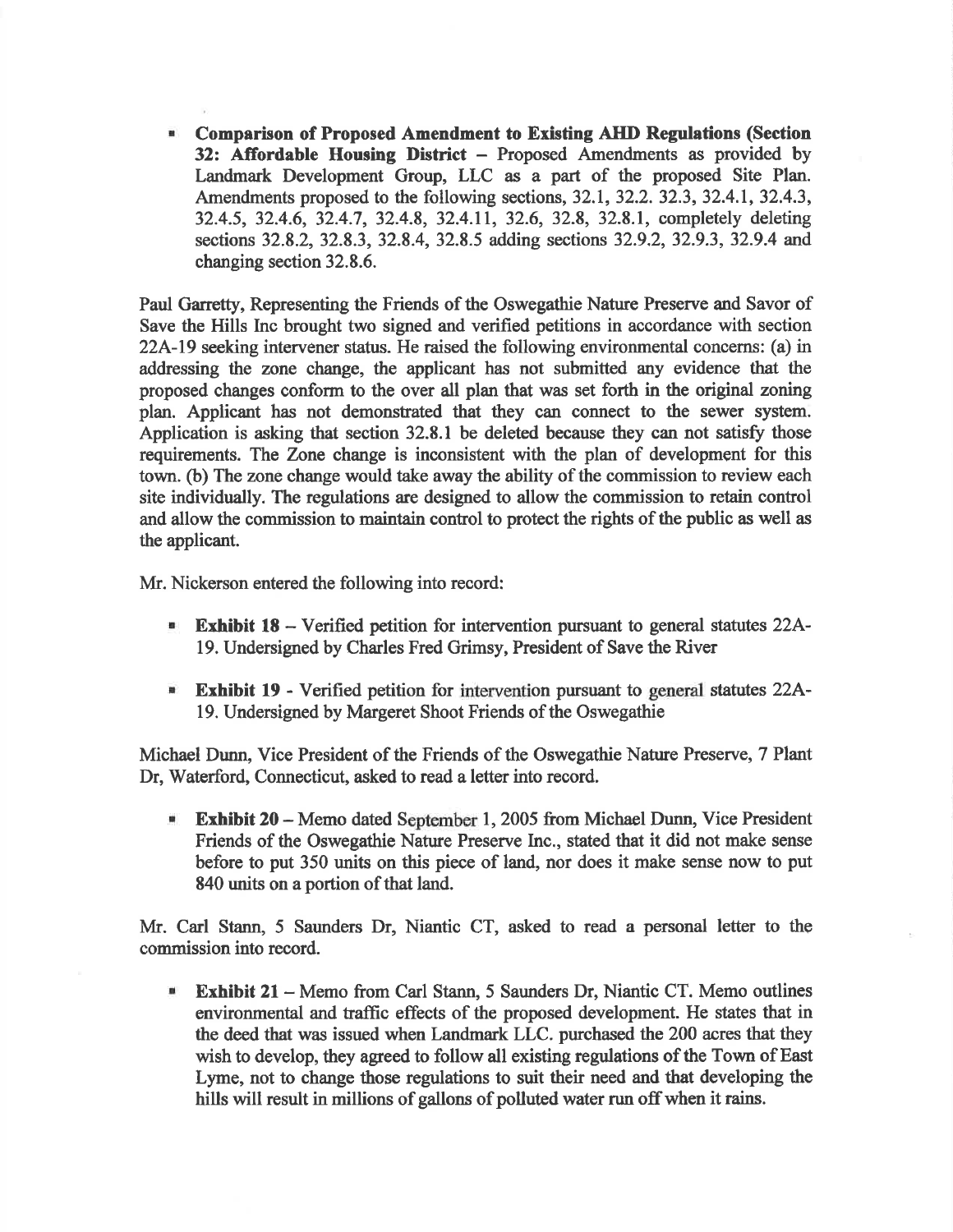- **Comparison of Proposed Amendment to Existing AHD Regulations (Section 32: Affordable Housing District** – Proposed Amendments as provided by Landmark Development Group, LLC as a part of the proposed Site Plan. Amendments proposed to the following sections, 32.1, 32.2. 32.3, 32.4.1, 32.4.3, 32.4.5, 32.4.6, 32.4.7, 32.4.8, 32.4.11, 32.6, 32.8, 32.8.1, completely deleting sections 32.8.2, 32.8.3, 32.8.4, 32.8.5 adding sections 32.9.2, 32.9.3, 32.9.4 and changing section 32.8.6.

Paul Garretty, Representing the Friends of the Oswegathie Nature Preserve and Savor of Save the Hills Inc brought two signed and verified petitions in accordance with section 22A-19 seeking intervener status. He raised the following environmental concerns: (a) in addressing the zone change, the applicant has not submitted any evidence that the proposed changes conform to the over all plan that was set forth in the original zoning plan. Applicant has not demonstrated that they can connect to the sewer system. Application is asking that section 32.8.1 be deleted because they can not satisfy those requirements. The Zone change is inconsistent with the plan of development for this town. (b) The zone change would take away the ability of the commission to review each site individually. The regulations are designed to allow the commission to retain control and allow the commission to maintain control to protect the rights of the public as well as the applicant.

Mr. Nickerson entered the following into record:

- **Exhibit 18** – Verified petition for intervention pursuant to general statutes 22A-19. Undersigned by Charles Fred Grimsy, President of Save the River

- **Exhibit 19** - Verified petition for intervention pursuant to general statutes 22A-19. Undersigned by Margeret Shoot Friends of the Oswegathie

Michael Dunn, Vice President of the Friends of the Oswegathie Nature Preserve, 7 Plant Dr, Waterford, Connecticut, asked to read a letter into record.

- **Exhibit 20** – Memo dated September 1, 2005 from Michael Dunn, Vice President Friends of the Oswegathie Nature Preserve Inc., stated that it did not make sense before to put 350 units on this piece of land, nor does it make sense now to put 840 units on a portion of that land.

Mr. Carl Stann, 5 Saunders Dr, Niantic CT, asked to read a personal letter to the commission into record.

- **Exhibit 21** – Memo from Carl Stann, 5 Saunders Dr, Niantic CT. Memo outlines environmental and traffic effects of the proposed development. He states that in the deed that was issued when Landmark LLC. purchased the 200 acres that they wish to develop, they agreed to follow all existing regulations of the Town of East Lyme, not to change those regulations to suit their need and that developing the hills will result in millions of gallons of polluted water run off when it rains.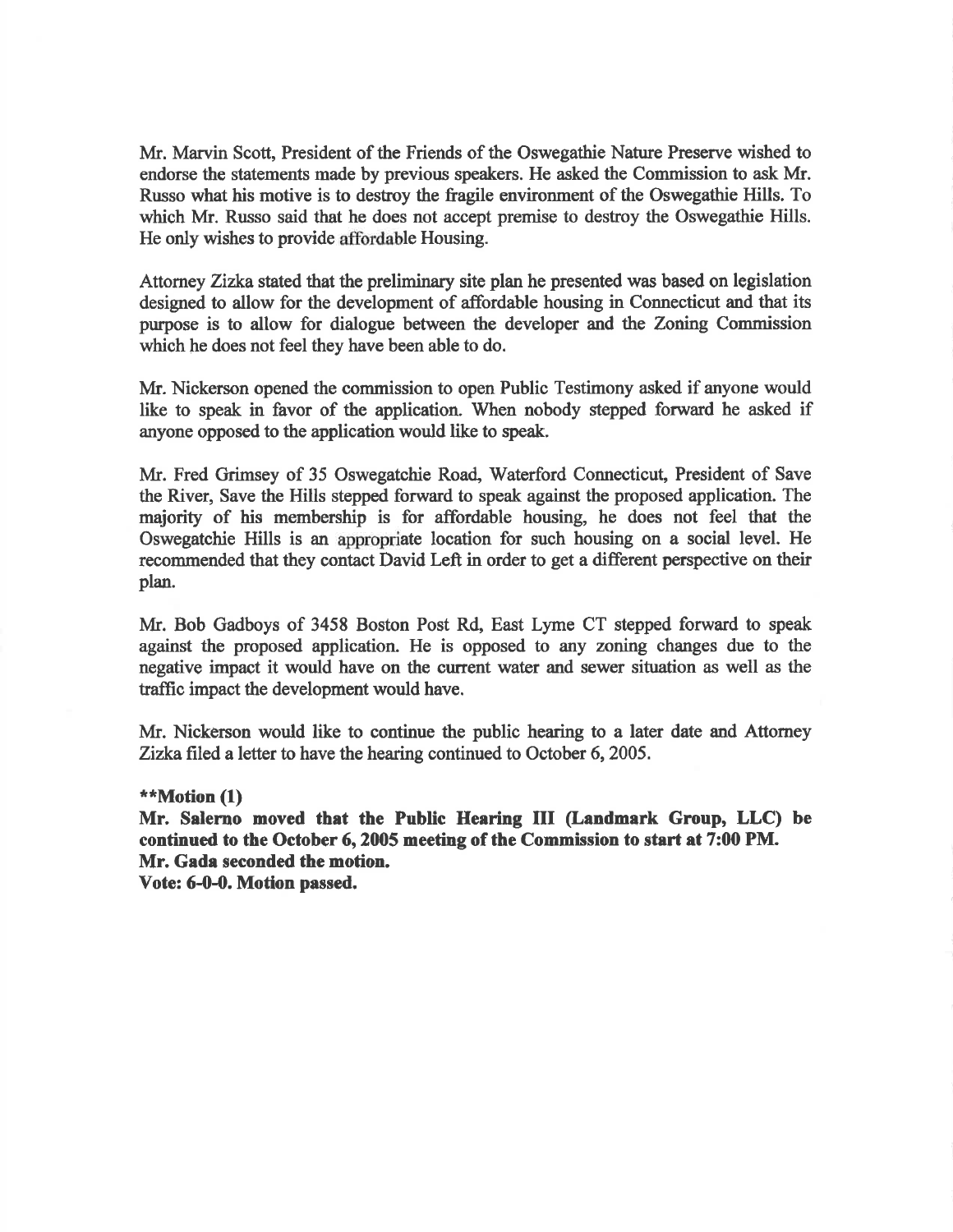Mr. Marvin Scott, President of the Friends of the Oswegathie Nature Preserve wished to endorse the statements made by previous speakers. He asked the Commission to ask Mr. Russo what his motive is to destroy the fragile environment of the Oswegathie Hills. To which Mr. Russo said that he does not accept premise to destroy the Oswegathie Hills. He only wishes to provide affordable Housing.

Attorney Zizka stated that the preliminary site plan he presented was based on legislation designed to allow for the development of affordable housing in Connecticut and that its purpose is to allow for dialogue between the developer and the Zoning Commission which he does not feel they have been able to do.

Mr. Nickerson opened the commission to open Public Testimony asked if anyone would like to speak in favor of the application. When nobody stepped forward he asked if anyone opposed to the application would like to speak.

Mr. Fred Grimsey of 35 Oswegatchie Road, Waterford Connecticut, President of Save the River, Save the Hills stepped forward to speak against the proposed application. The majority of his membership is for affordable housing, he does not feel that the Oswegatchie Hills is an appropriate location for such housing on a social level. He recommended that they contact David Left in order to get a different perspective on their plan.

Mr. Bob Gadboys of 3458 Boston Post Rd, East Lyme CT stepped forward to speak against the proposed application. He is opposed to any zoning changes due to the negative impact it would have on the current water and sewer situation as well as the traffic impact the development would have.

Mr. Nickerson would like to continue the public hearing to a later date and Attorney Zizka filed a letter to have the hearing continued to October 6, 2005.

**\*\*Motion (1)**
**Mr. Salerno moved that the Public Hearing III (Landmark Group, LLC) be continued to the October 6, 2005 meeting of the Commission to start at 7:00 PM.**
**Mr. Gada seconded the motion.**
**Vote: 6-0-0. Motion passed.**